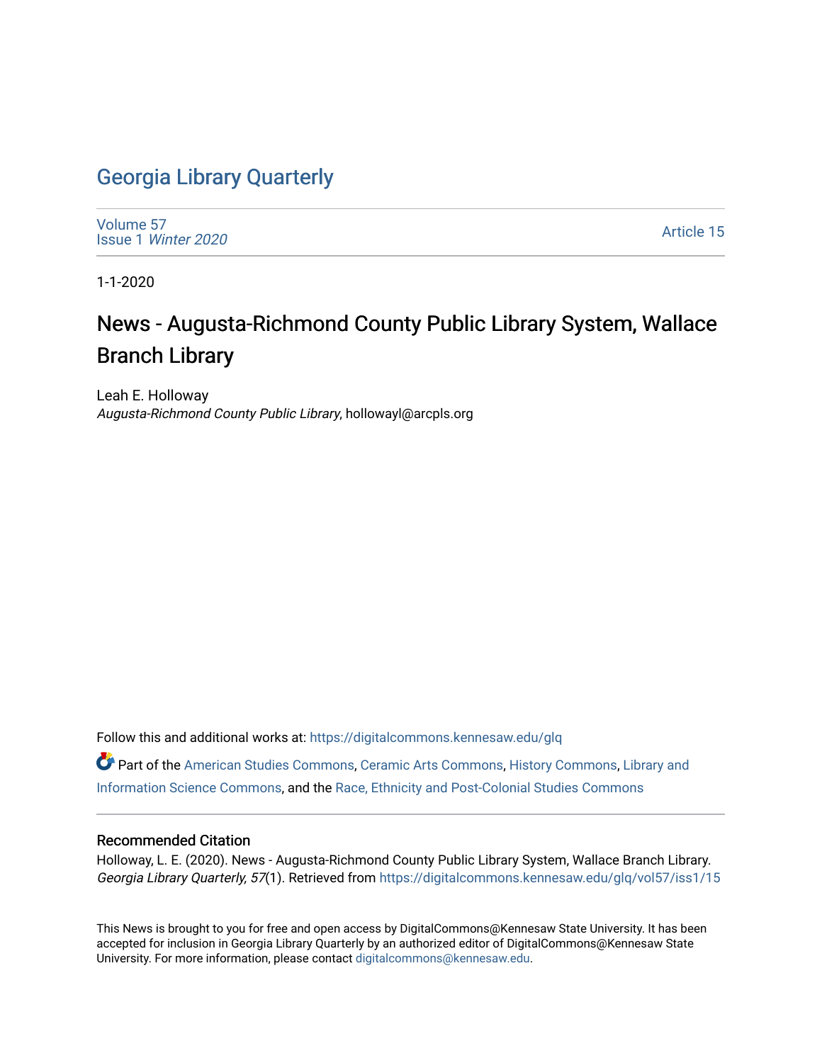Georgia Library Quarterly

Volume 57
Issue 1 *Winter 2020*

Article 15

1-1-2020

# News - Augusta-Richmond County Public Library System, Wallace Branch Library

Leah E. Holloway
*Augusta-Richmond County Public Library*, hollowayl@arcpls.org

Follow this and additional works at: https://digitalcommons.kennesaw.edu/glq

Part of the American Studies Commons, Ceramic Arts Commons, History Commons, Library and Information Science Commons, and the Race, Ethnicity and Post-Colonial Studies Commons

## Recommended Citation

Holloway, L. E. (2020). News - Augusta-Richmond County Public Library System, Wallace Branch Library. *Georgia Library Quarterly, 57*(1). Retrieved from https://digitalcommons.kennesaw.edu/glq/vol57/iss1/15

This News is brought to you for free and open access by DigitalCommons@Kennesaw State University. It has been accepted for inclusion in Georgia Library Quarterly by an authorized editor of DigitalCommons@Kennesaw State University. For more information, please contact digitalcommons@kennesaw.edu.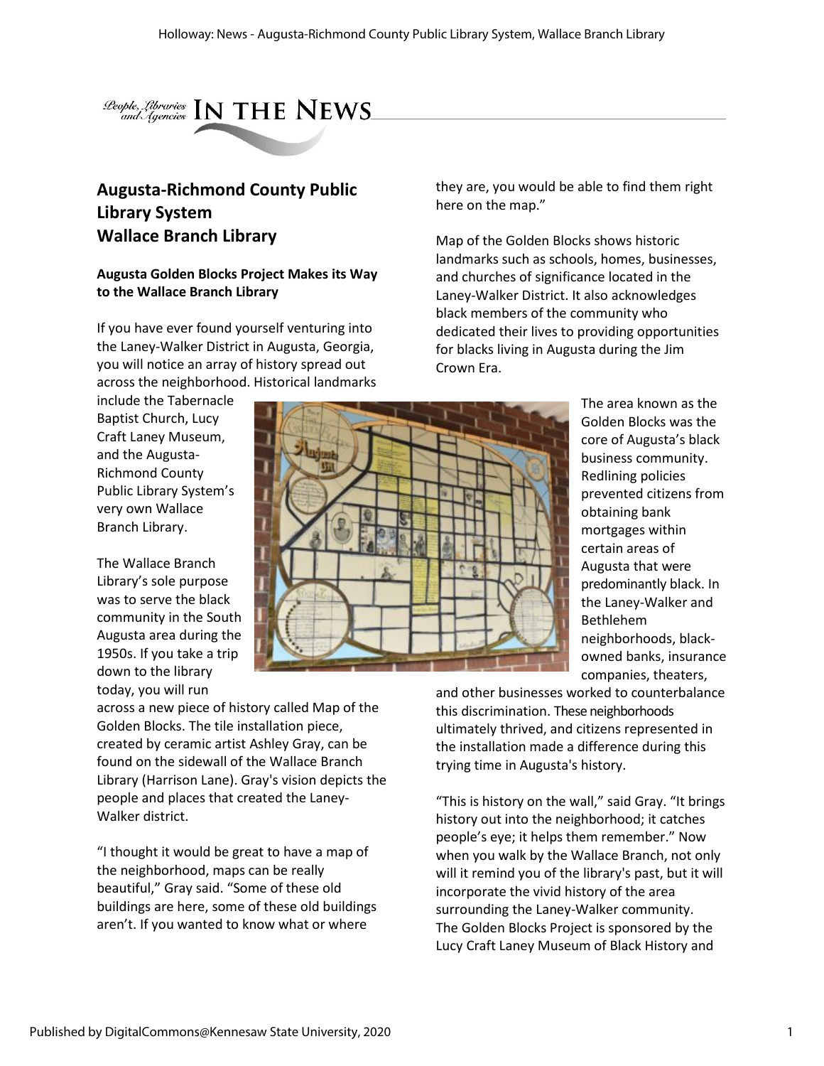# IN THE NEWS

## Augusta-Richmond County Public Library System Wallace Branch Library

### Augusta Golden Blocks Project Makes its Way to the Wallace Branch Library

If you have ever found yourself venturing into the Laney-Walker District in Augusta, Georgia, you will notice an array of history spread out across the neighborhood. Historical landmarks include the Tabernacle Baptist Church, Lucy Craft Laney Museum, and the Augusta-Richmond County Public Library System's very own Wallace Branch Library.

The Wallace Branch Library's sole purpose was to serve the black community in the South Augusta area during the 1950s. If you take a trip down to the library today, you will run across a new piece of history called Map of the Golden Blocks. The tile installation piece, created by ceramic artist Ashley Gray, can be found on the sidewall of the Wallace Branch Library (Harrison Lane). Gray's vision depicts the people and places that created the Laney-Walker district.

"I thought it would be great to have a map of the neighborhood, maps can be really beautiful," Gray said. "Some of these old buildings are here, some of these old buildings aren't. If you wanted to know what or where they are, you would be able to find them right here on the map."

Map of the Golden Blocks shows historic landmarks such as schools, homes, businesses, and churches of significance located in the Laney-Walker District. It also acknowledges black members of the community who dedicated their lives to providing opportunities for blacks living in Augusta during the Jim Crown Era.

The area known as the Golden Blocks was the core of Augusta's black business community. Redlining policies prevented citizens from obtaining bank mortgages within certain areas of Augusta that were predominantly black. In the Laney-Walker and Bethlehem neighborhoods, black-owned banks, insurance companies, theaters, and other businesses worked to counterbalance this discrimination. These neighborhoods ultimately thrived, and citizens represented in the installation made a difference during this trying time in Augusta's history.

"This is history on the wall," said Gray. "It brings history out into the neighborhood; it catches people's eye; it helps them remember." Now when you walk by the Wallace Branch, not only will it remind you of the library's past, but it will incorporate the vivid history of the area surrounding the Laney-Walker community. The Golden Blocks Project is sponsored by the Lucy Craft Laney Museum of Black History and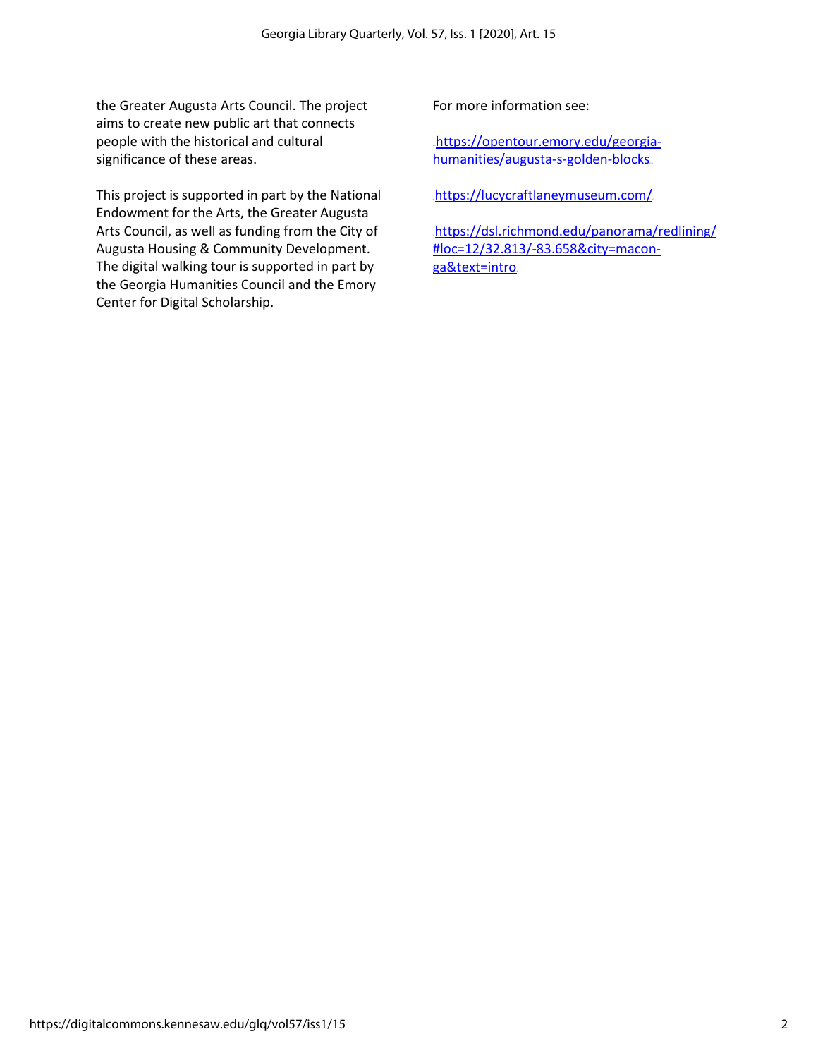the Greater Augusta Arts Council. The project aims to create new public art that connects people with the historical and cultural significance of these areas.

This project is supported in part by the National Endowment for the Arts, the Greater Augusta Arts Council, as well as funding from the City of Augusta Housing & Community Development. The digital walking tour is supported in part by the Georgia Humanities Council and the Emory Center for Digital Scholarship.

For more information see:

https://opentour.emory.edu/georgia-humanities/augusta-s-golden-blocks

https://lucycraftlaneymuseum.com/

https://dsl.richmond.edu/panorama/redlining/#loc=12/32.813/-83.658&city=macon-ga&text=intro